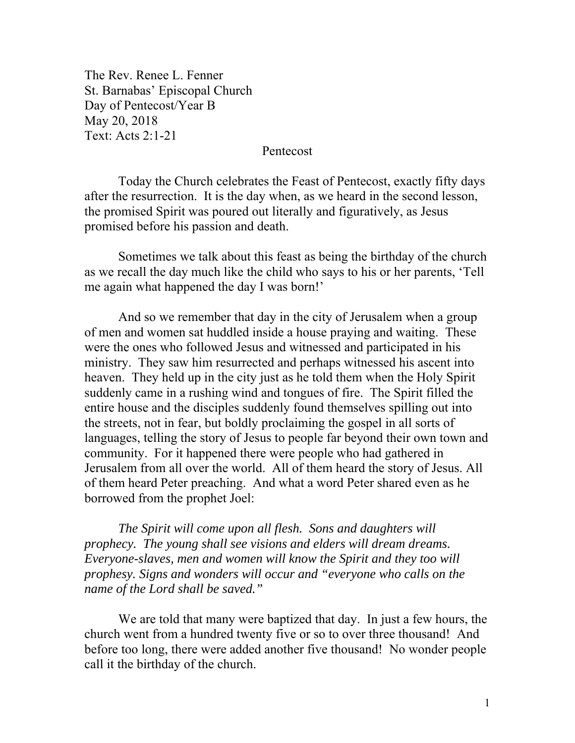The Rev. Renee L. Fenner
St. Barnabas' Episcopal Church
Day of Pentecost/Year B
May 20, 2018
Text: Acts 2:1-21

# Pentecost

Today the Church celebrates the Feast of Pentecost, exactly fifty days after the resurrection. It is the day when, as we heard in the second lesson, the promised Spirit was poured out literally and figuratively, as Jesus promised before his passion and death.

Sometimes we talk about this feast as being the birthday of the church as we recall the day much like the child who says to his or her parents, 'Tell me again what happened the day I was born!'

And so we remember that day in the city of Jerusalem when a group of men and women sat huddled inside a house praying and waiting. These were the ones who followed Jesus and witnessed and participated in his ministry. They saw him resurrected and perhaps witnessed his ascent into heaven. They held up in the city just as he told them when the Holy Spirit suddenly came in a rushing wind and tongues of fire. The Spirit filled the entire house and the disciples suddenly found themselves spilling out into the streets, not in fear, but boldly proclaiming the gospel in all sorts of languages, telling the story of Jesus to people far beyond their own town and community. For it happened there were people who had gathered in Jerusalem from all over the world. All of them heard the story of Jesus. All of them heard Peter preaching. And what a word Peter shared even as he borrowed from the prophet Joel:

*The Spirit will come upon all flesh. Sons and daughters will prophecy. The young shall see visions and elders will dream dreams. Everyone-slaves, men and women will know the Spirit and they too will prophesy. Signs and wonders will occur and "everyone who calls on the name of the Lord shall be saved."*

We are told that many were baptized that day. In just a few hours, the church went from a hundred twenty five or so to over three thousand! And before too long, there were added another five thousand! No wonder people call it the birthday of the church.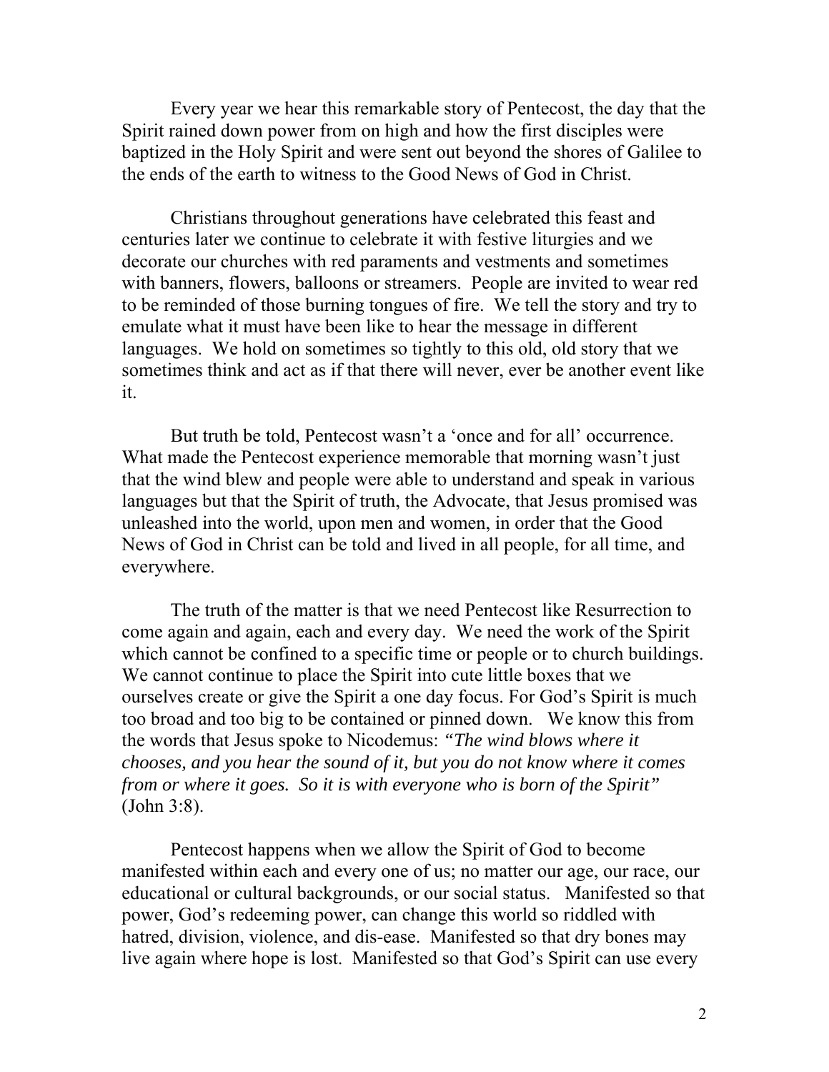Every year we hear this remarkable story of Pentecost, the day that the Spirit rained down power from on high and how the first disciples were baptized in the Holy Spirit and were sent out beyond the shores of Galilee to the ends of the earth to witness to the Good News of God in Christ.

Christians throughout generations have celebrated this feast and centuries later we continue to celebrate it with festive liturgies and we decorate our churches with red paraments and vestments and sometimes with banners, flowers, balloons or streamers. People are invited to wear red to be reminded of those burning tongues of fire. We tell the story and try to emulate what it must have been like to hear the message in different languages. We hold on sometimes so tightly to this old, old story that we sometimes think and act as if that there will never, ever be another event like it.

But truth be told, Pentecost wasn't a 'once and for all' occurrence. What made the Pentecost experience memorable that morning wasn't just that the wind blew and people were able to understand and speak in various languages but that the Spirit of truth, the Advocate, that Jesus promised was unleashed into the world, upon men and women, in order that the Good News of God in Christ can be told and lived in all people, for all time, and everywhere.

The truth of the matter is that we need Pentecost like Resurrection to come again and again, each and every day. We need the work of the Spirit which cannot be confined to a specific time or people or to church buildings. We cannot continue to place the Spirit into cute little boxes that we ourselves create or give the Spirit a one day focus. For God's Spirit is much too broad and too big to be contained or pinned down. We know this from the words that Jesus spoke to Nicodemus: *"The wind blows where it chooses, and you hear the sound of it, but you do not know where it comes from or where it goes. So it is with everyone who is born of the Spirit"* (John 3:8).

Pentecost happens when we allow the Spirit of God to become manifested within each and every one of us; no matter our age, our race, our educational or cultural backgrounds, or our social status. Manifested so that power, God's redeeming power, can change this world so riddled with hatred, division, violence, and dis-ease. Manifested so that dry bones may live again where hope is lost. Manifested so that God's Spirit can use every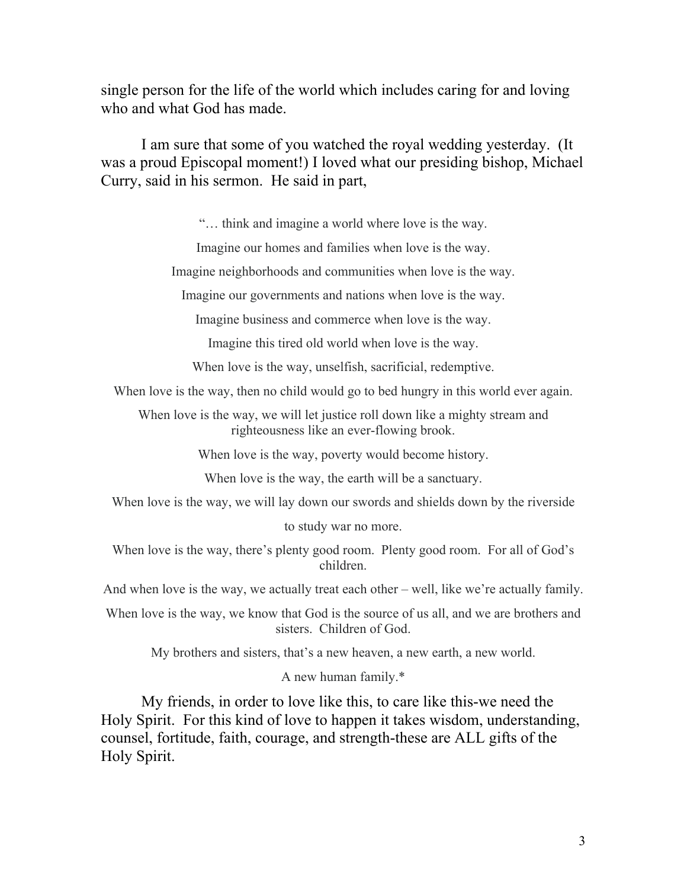single person for the life of the world which includes caring for and loving who and what God has made.

I am sure that some of you watched the royal wedding yesterday. (It was a proud Episcopal moment!) I loved what our presiding bishop, Michael Curry, said in his sermon. He said in part,

> "… think and imagine a world where love is the way.
>
> Imagine our homes and families when love is the way.
>
> Imagine neighborhoods and communities when love is the way.
>
> Imagine our governments and nations when love is the way.
>
> Imagine business and commerce when love is the way.
>
> Imagine this tired old world when love is the way.
>
> When love is the way, unselfish, sacrificial, redemptive.
>
> When love is the way, then no child would go to bed hungry in this world ever again.
>
> When love is the way, we will let justice roll down like a mighty stream and righteousness like an ever-flowing brook.
>
> When love is the way, poverty would become history.
>
> When love is the way, the earth will be a sanctuary.
>
> When love is the way, we will lay down our swords and shields down by the riverside
>
> to study war no more.
>
> When love is the way, there's plenty good room. Plenty good room. For all of God's children.
>
> And when love is the way, we actually treat each other – well, like we're actually family.
>
> When love is the way, we know that God is the source of us all, and we are brothers and sisters. Children of God.
>
> My brothers and sisters, that's a new heaven, a new earth, a new world.
>
> A new human family.*

My friends, in order to love like this, to care like this-we need the Holy Spirit. For this kind of love to happen it takes wisdom, understanding, counsel, fortitude, faith, courage, and strength-these are ALL gifts of the Holy Spirit.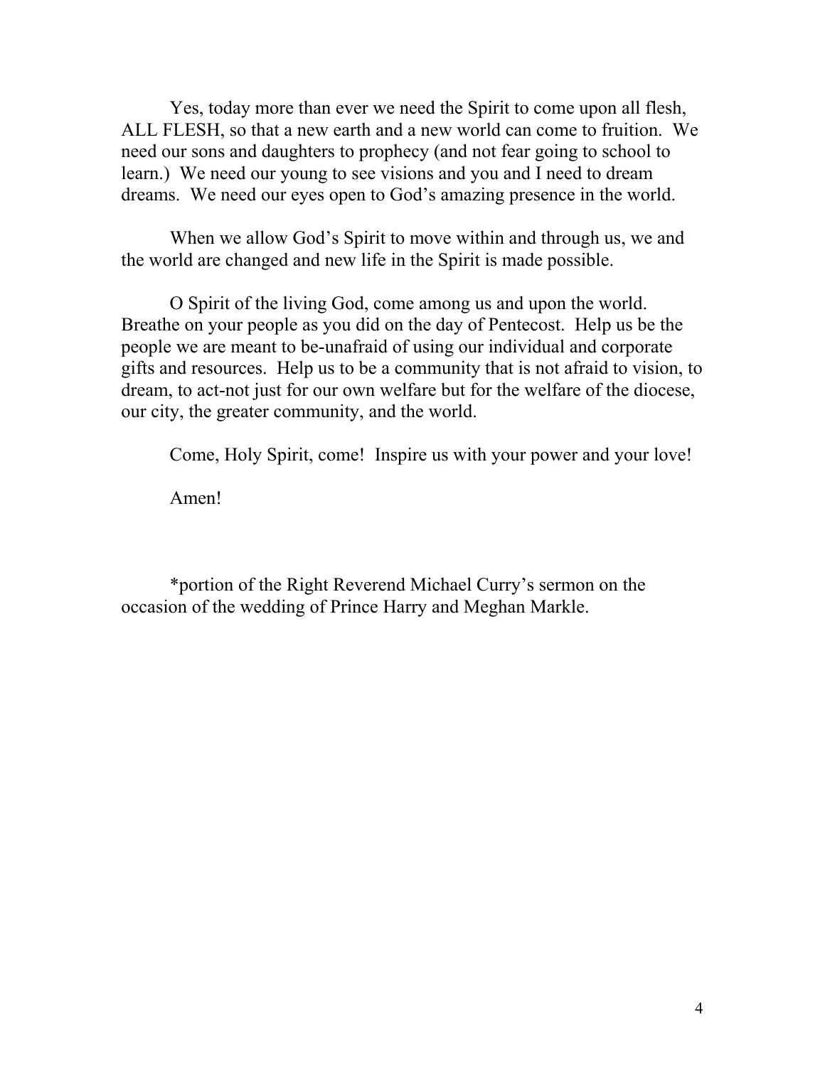Yes, today more than ever we need the Spirit to come upon all flesh, ALL FLESH, so that a new earth and a new world can come to fruition. We need our sons and daughters to prophecy (and not fear going to school to learn.) We need our young to see visions and you and I need to dream dreams. We need our eyes open to God's amazing presence in the world.

When we allow God's Spirit to move within and through us, we and the world are changed and new life in the Spirit is made possible.

O Spirit of the living God, come among us and upon the world. Breathe on your people as you did on the day of Pentecost. Help us be the people we are meant to be-unafraid of using our individual and corporate gifts and resources. Help us to be a community that is not afraid to vision, to dream, to act-not just for our own welfare but for the welfare of the diocese, our city, the greater community, and the world.

Come, Holy Spirit, come! Inspire us with your power and your love!

Amen!

*portion of the Right Reverend Michael Curry's sermon on the occasion of the wedding of Prince Harry and Meghan Markle.